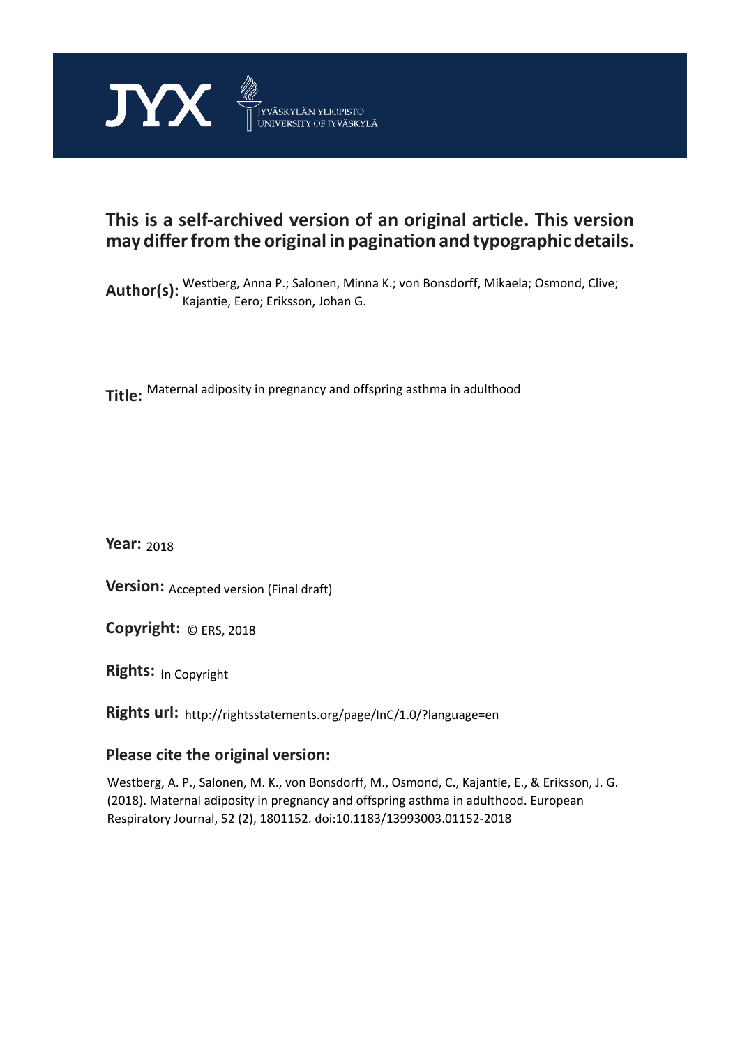JYX JYVÄSKYLÄN YLIOPISTO UNIVERSITY OF JYVÄSKYLÄ

# This is a self-archived version of an original article. This version may differ from the original in pagination and typographic details.

**Author(s):** Westberg, Anna P.; Salonen, Minna K.; von Bonsdorff, Mikaela; Osmond, Clive; Kajantie, Eero; Eriksson, Johan G.

**Title:** Maternal adiposity in pregnancy and offspring asthma in adulthood

**Year:** 2018

**Version:** Accepted version (Final draft)

**Copyright:** © ERS, 2018

**Rights:** In Copyright

**Rights url:** http://rightsstatements.org/page/InC/1.0/?language=en

## Please cite the original version:

Westberg, A. P., Salonen, M. K., von Bonsdorff, M., Osmond, C., Kajantie, E., & Eriksson, J. G. (2018). Maternal adiposity in pregnancy and offspring asthma in adulthood. European Respiratory Journal, 52 (2), 1801152. doi:10.1183/13993003.01152-2018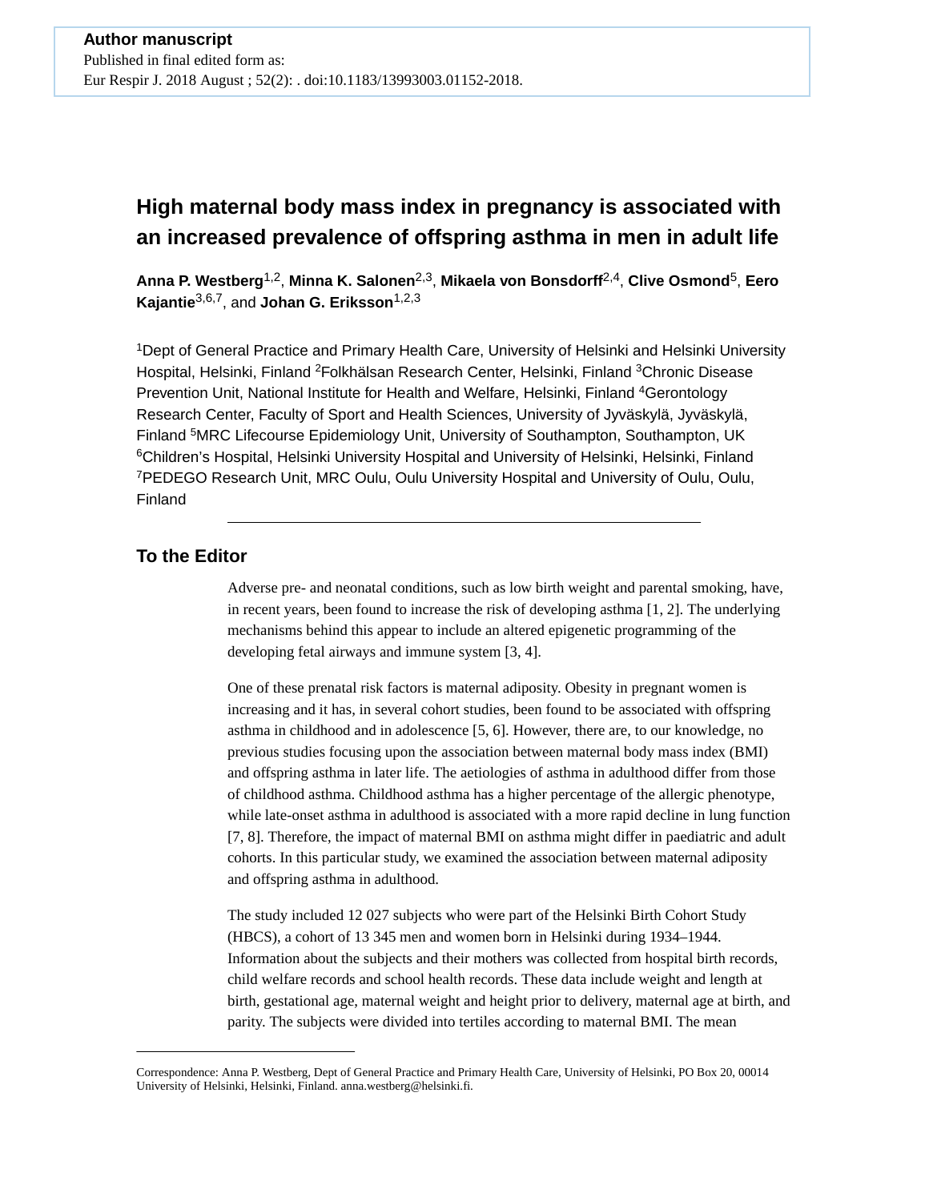Author manuscript
Published in final edited form as:
Eur Respir J. 2018 August ; 52(2): . doi:10.1183/13993003.01152-2018.

# High maternal body mass index in pregnancy is associated with an increased prevalence of offspring asthma in men in adult life

**Anna P. Westberg**[1,2], **Minna K. Salonen**[2,3], **Mikaela von Bonsdorff**[2,4], **Clive Osmond**[5], **Eero Kajantie**[3,6,7], and **Johan G. Eriksson**[1,2,3]

[1]Dept of General Practice and Primary Health Care, University of Helsinki and Helsinki University Hospital, Helsinki, Finland [2]Folkhälsan Research Center, Helsinki, Finland [3]Chronic Disease Prevention Unit, National Institute for Health and Welfare, Helsinki, Finland [4]Gerontology Research Center, Faculty of Sport and Health Sciences, University of Jyväskylä, Jyväskylä, Finland [5]MRC Lifecourse Epidemiology Unit, University of Southampton, Southampton, UK [6]Children's Hospital, Helsinki University Hospital and University of Helsinki, Helsinki, Finland [7]PEDEGO Research Unit, MRC Oulu, Oulu University Hospital and University of Oulu, Oulu, Finland

## To the Editor

Adverse pre- and neonatal conditions, such as low birth weight and parental smoking, have, in recent years, been found to increase the risk of developing asthma [1, 2]. The underlying mechanisms behind this appear to include an altered epigenetic programming of the developing fetal airways and immune system [3, 4].

One of these prenatal risk factors is maternal adiposity. Obesity in pregnant women is increasing and it has, in several cohort studies, been found to be associated with offspring asthma in childhood and in adolescence [5, 6]. However, there are, to our knowledge, no previous studies focusing upon the association between maternal body mass index (BMI) and offspring asthma in later life. The aetiologies of asthma in adulthood differ from those of childhood asthma. Childhood asthma has a higher percentage of the allergic phenotype, while late-onset asthma in adulthood is associated with a more rapid decline in lung function [7, 8]. Therefore, the impact of maternal BMI on asthma might differ in paediatric and adult cohorts. In this particular study, we examined the association between maternal adiposity and offspring asthma in adulthood.

The study included 12 027 subjects who were part of the Helsinki Birth Cohort Study (HBCS), a cohort of 13 345 men and women born in Helsinki during 1934–1944. Information about the subjects and their mothers was collected from hospital birth records, child welfare records and school health records. These data include weight and length at birth, gestational age, maternal weight and height prior to delivery, maternal age at birth, and parity. The subjects were divided into tertiles according to maternal BMI. The mean

Correspondence: Anna P. Westberg, Dept of General Practice and Primary Health Care, University of Helsinki, PO Box 20, 00014 University of Helsinki, Helsinki, Finland. anna.westberg@helsinki.fi.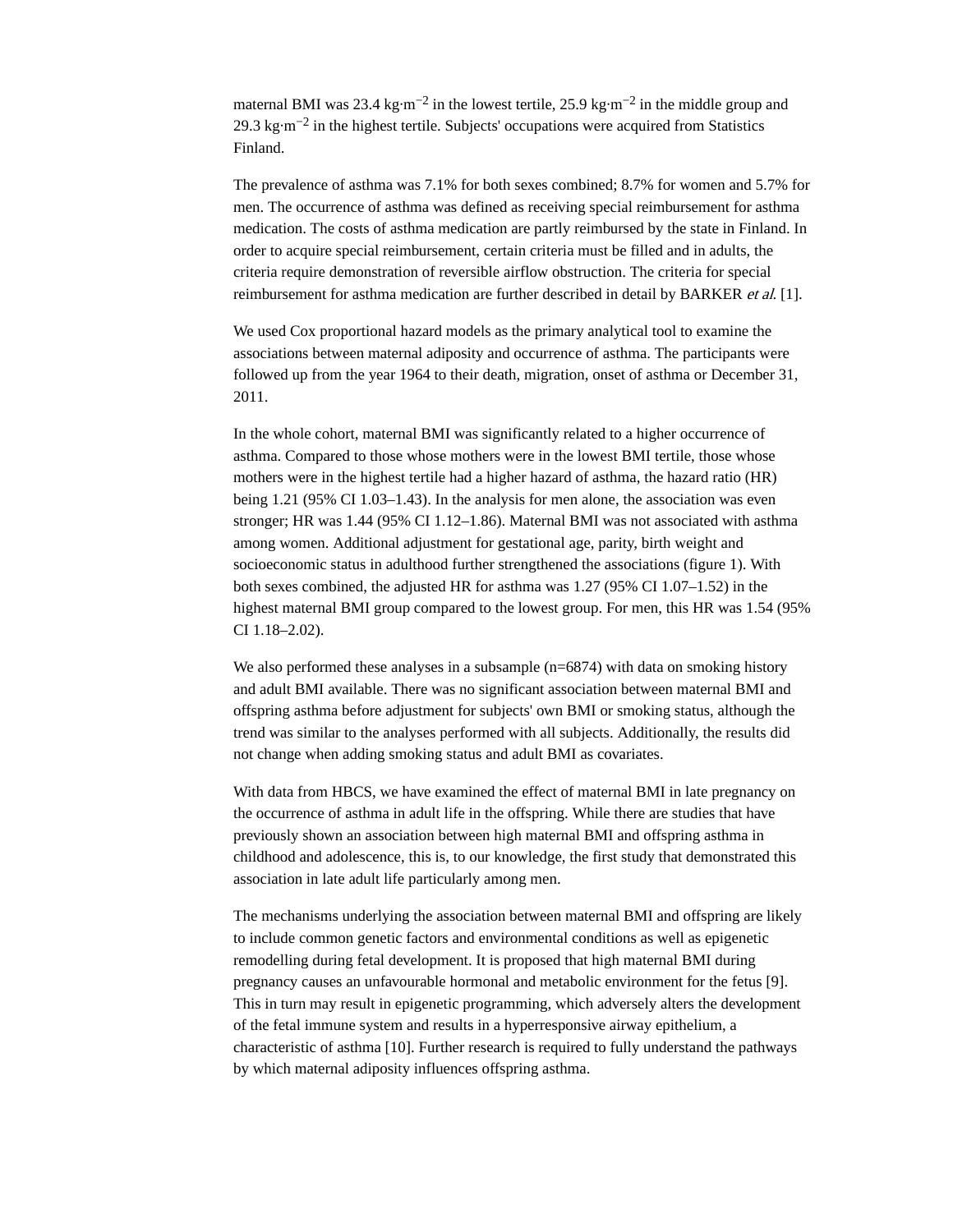maternal BMI was 23.4 kg·m$^{-2}$ in the lowest tertile, 25.9 kg·m$^{-2}$ in the middle group and 29.3 kg·m$^{-2}$ in the highest tertile. Subjects' occupations were acquired from Statistics Finland.

The prevalence of asthma was 7.1% for both sexes combined; 8.7% for women and 5.7% for men. The occurrence of asthma was defined as receiving special reimbursement for asthma medication. The costs of asthma medication are partly reimbursed by the state in Finland. In order to acquire special reimbursement, certain criteria must be filled and in adults, the criteria require demonstration of reversible airflow obstruction. The criteria for special reimbursement for asthma medication are further described in detail by BARKER *et al.* [1].

We used Cox proportional hazard models as the primary analytical tool to examine the associations between maternal adiposity and occurrence of asthma. The participants were followed up from the year 1964 to their death, migration, onset of asthma or December 31, 2011.

In the whole cohort, maternal BMI was significantly related to a higher occurrence of asthma. Compared to those whose mothers were in the lowest BMI tertile, those whose mothers were in the highest tertile had a higher hazard of asthma, the hazard ratio (HR) being 1.21 (95% CI 1.03–1.43). In the analysis for men alone, the association was even stronger; HR was 1.44 (95% CI 1.12–1.86). Maternal BMI was not associated with asthma among women. Additional adjustment for gestational age, parity, birth weight and socioeconomic status in adulthood further strengthened the associations (figure 1). With both sexes combined, the adjusted HR for asthma was 1.27 (95% CI 1.07–1.52) in the highest maternal BMI group compared to the lowest group. For men, this HR was 1.54 (95% CI 1.18–2.02).

We also performed these analyses in a subsample (n=6874) with data on smoking history and adult BMI available. There was no significant association between maternal BMI and offspring asthma before adjustment for subjects' own BMI or smoking status, although the trend was similar to the analyses performed with all subjects. Additionally, the results did not change when adding smoking status and adult BMI as covariates.

With data from HBCS, we have examined the effect of maternal BMI in late pregnancy on the occurrence of asthma in adult life in the offspring. While there are studies that have previously shown an association between high maternal BMI and offspring asthma in childhood and adolescence, this is, to our knowledge, the first study that demonstrated this association in late adult life particularly among men.

The mechanisms underlying the association between maternal BMI and offspring are likely to include common genetic factors and environmental conditions as well as epigenetic remodelling during fetal development. It is proposed that high maternal BMI during pregnancy causes an unfavourable hormonal and metabolic environment for the fetus [9]. This in turn may result in epigenetic programming, which adversely alters the development of the fetal immune system and results in a hyperresponsive airway epithelium, a characteristic of asthma [10]. Further research is required to fully understand the pathways by which maternal adiposity influences offspring asthma.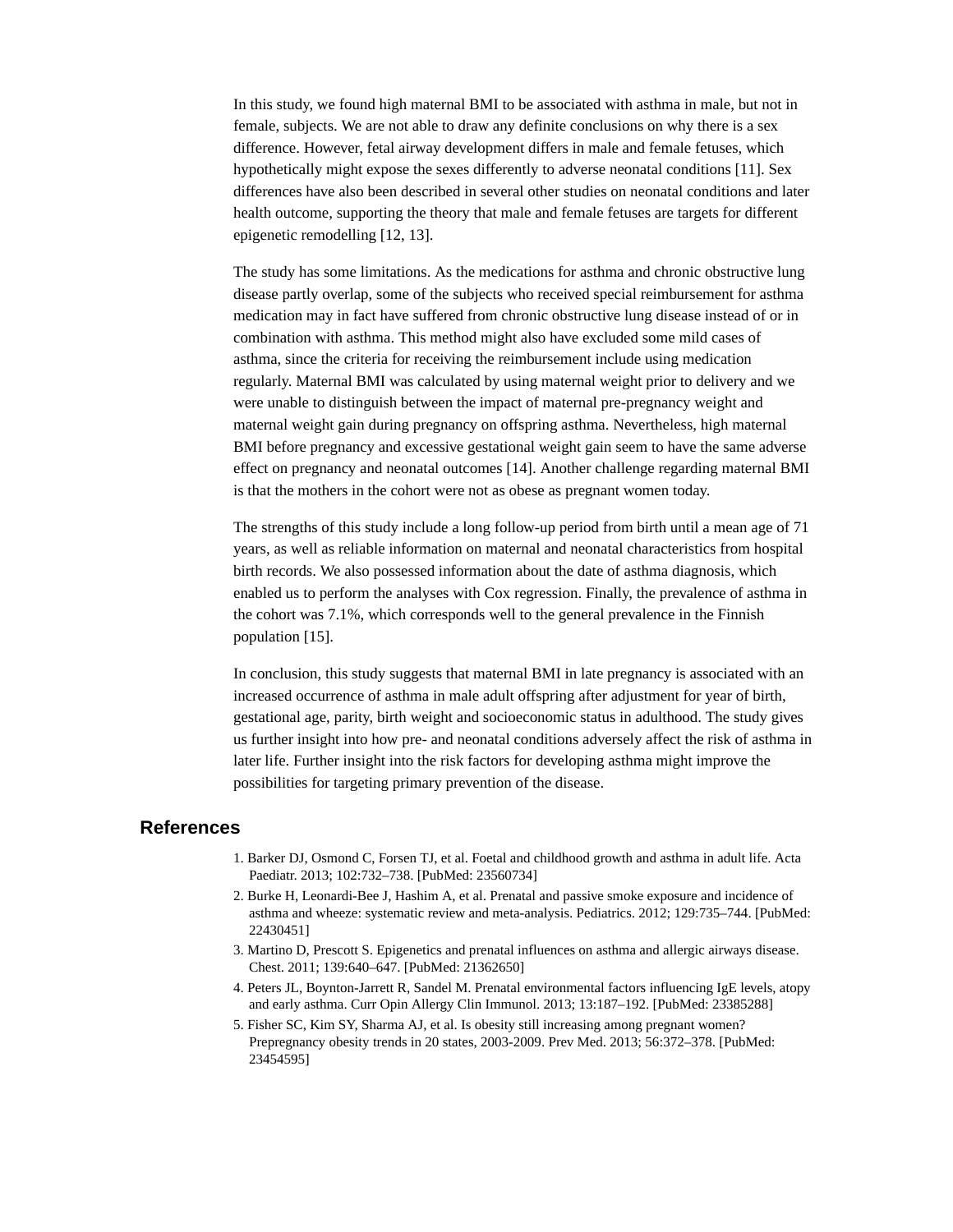In this study, we found high maternal BMI to be associated with asthma in male, but not in female, subjects. We are not able to draw any definite conclusions on why there is a sex difference. However, fetal airway development differs in male and female fetuses, which hypothetically might expose the sexes differently to adverse neonatal conditions [11]. Sex differences have also been described in several other studies on neonatal conditions and later health outcome, supporting the theory that male and female fetuses are targets for different epigenetic remodelling [12, 13].

The study has some limitations. As the medications for asthma and chronic obstructive lung disease partly overlap, some of the subjects who received special reimbursement for asthma medication may in fact have suffered from chronic obstructive lung disease instead of or in combination with asthma. This method might also have excluded some mild cases of asthma, since the criteria for receiving the reimbursement include using medication regularly. Maternal BMI was calculated by using maternal weight prior to delivery and we were unable to distinguish between the impact of maternal pre-pregnancy weight and maternal weight gain during pregnancy on offspring asthma. Nevertheless, high maternal BMI before pregnancy and excessive gestational weight gain seem to have the same adverse effect on pregnancy and neonatal outcomes [14]. Another challenge regarding maternal BMI is that the mothers in the cohort were not as obese as pregnant women today.

The strengths of this study include a long follow-up period from birth until a mean age of 71 years, as well as reliable information on maternal and neonatal characteristics from hospital birth records. We also possessed information about the date of asthma diagnosis, which enabled us to perform the analyses with Cox regression. Finally, the prevalence of asthma in the cohort was 7.1%, which corresponds well to the general prevalence in the Finnish population [15].

In conclusion, this study suggests that maternal BMI in late pregnancy is associated with an increased occurrence of asthma in male adult offspring after adjustment for year of birth, gestational age, parity, birth weight and socioeconomic status in adulthood. The study gives us further insight into how pre- and neonatal conditions adversely affect the risk of asthma in later life. Further insight into the risk factors for developing asthma might improve the possibilities for targeting primary prevention of the disease.

## References

1. Barker DJ, Osmond C, Forsen TJ, et al. Foetal and childhood growth and asthma in adult life. Acta Paediatr. 2013; 102:732–738. [PubMed: 23560734]
2. Burke H, Leonardi-Bee J, Hashim A, et al. Prenatal and passive smoke exposure and incidence of asthma and wheeze: systematic review and meta-analysis. Pediatrics. 2012; 129:735–744. [PubMed: 22430451]
3. Martino D, Prescott S. Epigenetics and prenatal influences on asthma and allergic airways disease. Chest. 2011; 139:640–647. [PubMed: 21362650]
4. Peters JL, Boynton-Jarrett R, Sandel M. Prenatal environmental factors influencing IgE levels, atopy and early asthma. Curr Opin Allergy Clin Immunol. 2013; 13:187–192. [PubMed: 23385288]
5. Fisher SC, Kim SY, Sharma AJ, et al. Is obesity still increasing among pregnant women? Prepregnancy obesity trends in 20 states, 2003-2009. Prev Med. 2013; 56:372–378. [PubMed: 23454595]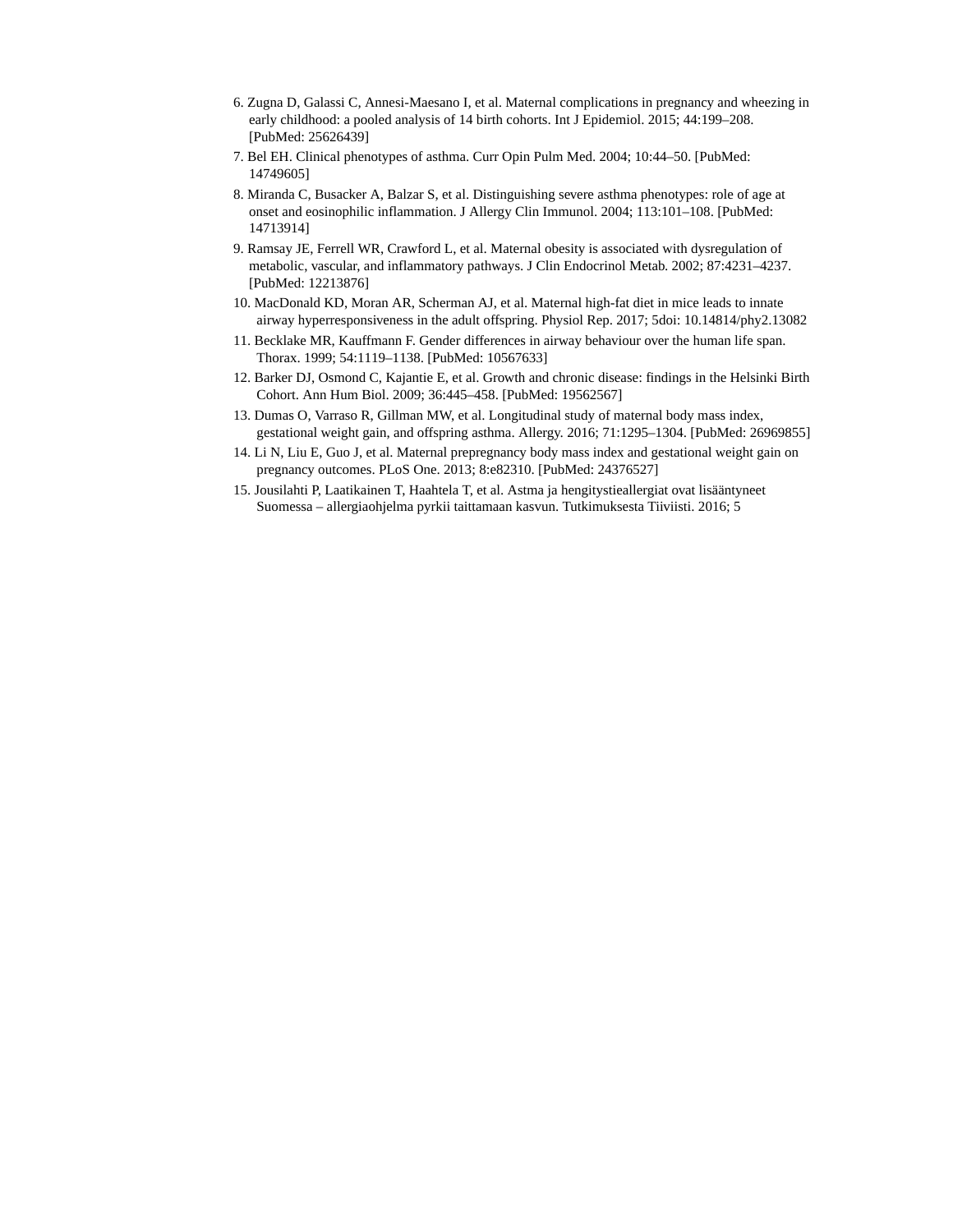6. Zugna D, Galassi C, Annesi-Maesano I, et al. Maternal complications in pregnancy and wheezing in early childhood: a pooled analysis of 14 birth cohorts. Int J Epidemiol. 2015; 44:199–208. [PubMed: 25626439]
7. Bel EH. Clinical phenotypes of asthma. Curr Opin Pulm Med. 2004; 10:44–50. [PubMed: 14749605]
8. Miranda C, Busacker A, Balzar S, et al. Distinguishing severe asthma phenotypes: role of age at onset and eosinophilic inflammation. J Allergy Clin Immunol. 2004; 113:101–108. [PubMed: 14713914]
9. Ramsay JE, Ferrell WR, Crawford L, et al. Maternal obesity is associated with dysregulation of metabolic, vascular, and inflammatory pathways. J Clin Endocrinol Metab. 2002; 87:4231–4237. [PubMed: 12213876]
10. MacDonald KD, Moran AR, Scherman AJ, et al. Maternal high-fat diet in mice leads to innate airway hyperresponsiveness in the adult offspring. Physiol Rep. 2017; 5doi: 10.14814/phy2.13082
11. Becklake MR, Kauffmann F. Gender differences in airway behaviour over the human life span. Thorax. 1999; 54:1119–1138. [PubMed: 10567633]
12. Barker DJ, Osmond C, Kajantie E, et al. Growth and chronic disease: findings in the Helsinki Birth Cohort. Ann Hum Biol. 2009; 36:445–458. [PubMed: 19562567]
13. Dumas O, Varraso R, Gillman MW, et al. Longitudinal study of maternal body mass index, gestational weight gain, and offspring asthma. Allergy. 2016; 71:1295–1304. [PubMed: 26969855]
14. Li N, Liu E, Guo J, et al. Maternal prepregnancy body mass index and gestational weight gain on pregnancy outcomes. PLoS One. 2013; 8:e82310. [PubMed: 24376527]
15. Jousilahti P, Laatikainen T, Haahtela T, et al. Astma ja hengitystieallergiat ovat lisääntyneet Suomessa – allergiaohjelma pyrkii taittamaan kasvun. Tutkimuksesta Tiiviisti. 2016; 5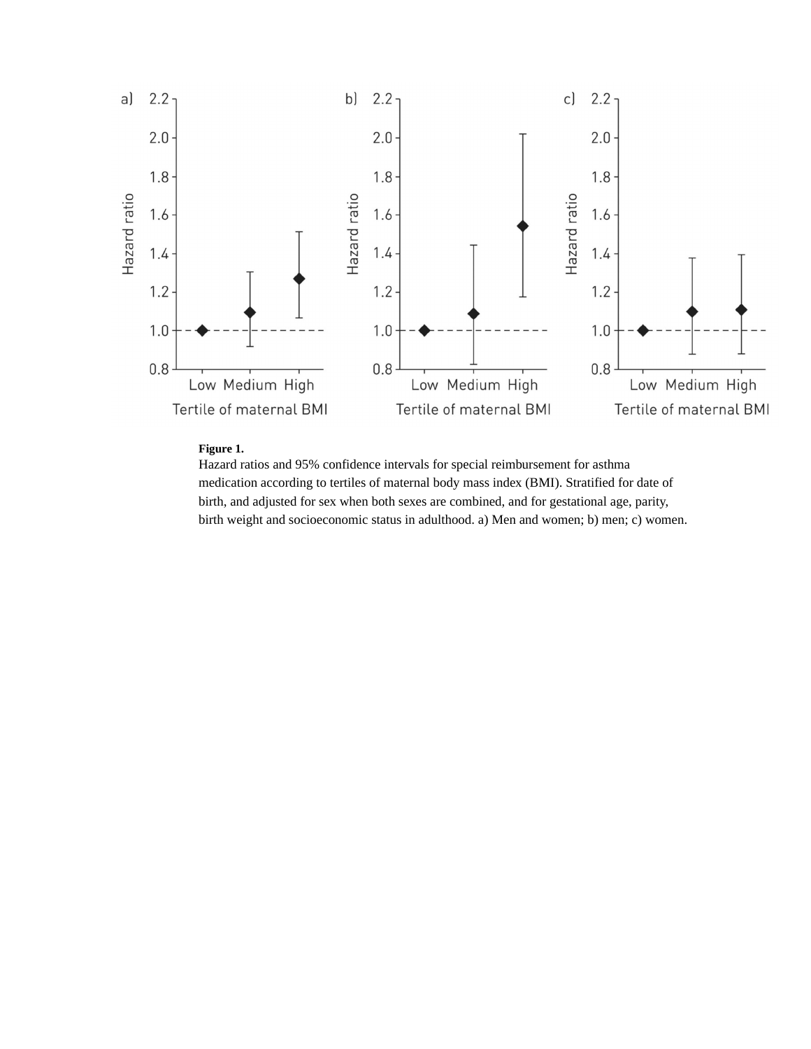a)

2.2
2.0
1.8
1.6
1.4
1.2
1.0
0.8

Hazard ratio

Low Medium High

Tertile of maternal BMI

b)

2.2
2.0
1.8
1.6
1.4
1.2
1.0
0.8

Hazard ratio

Low Medium High

Tertile of maternal BMI

c)

2.2
2.0
1.8
1.6
1.4
1.2
1.0
0.8

Hazard ratio

Low Medium High

Tertile of maternal BMI

**Figure 1.**

Hazard ratios and 95% confidence intervals for special reimbursement for asthma medication according to tertiles of maternal body mass index (BMI). Stratified for date of birth, and adjusted for sex when both sexes are combined, and for gestational age, parity, birth weight and socioeconomic status in adulthood. a) Men and women; b) men; c) women.